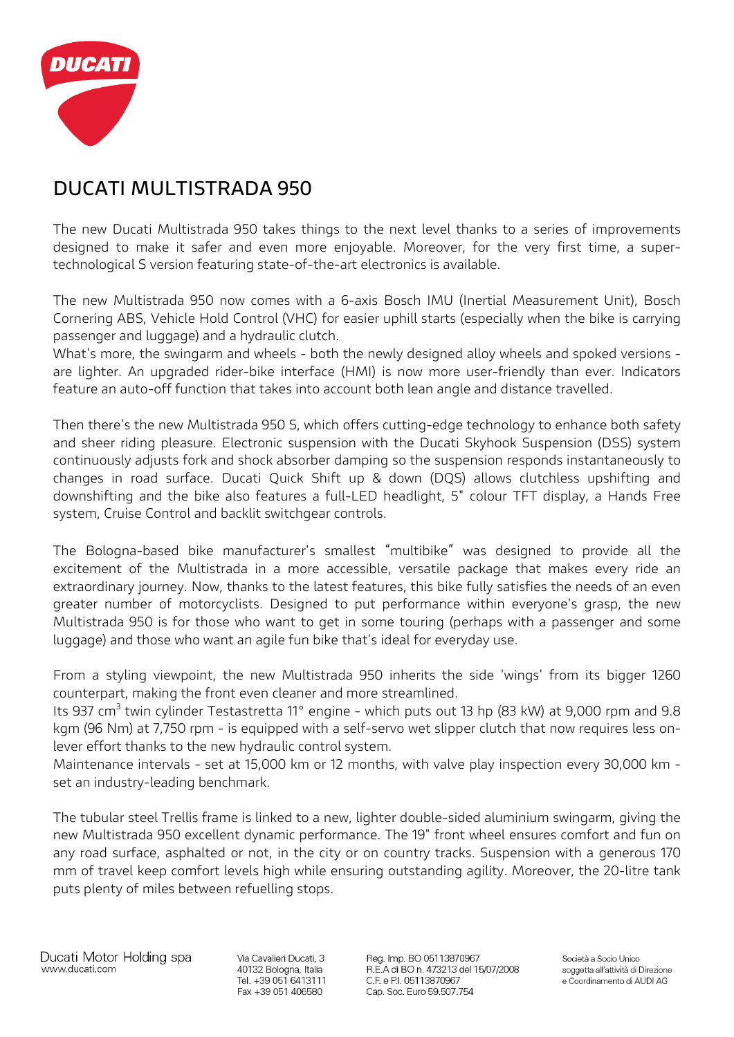# DUCATI MULTISTRADA 950

The new Ducati Multistrada 950 takes things to the next level thanks to a series of improvements designed to make it safer and even more enjoyable. Moreover, for the very first time, a super-technological S version featuring state-of-the-art electronics is available.

The new Multistrada 950 now comes with a 6-axis Bosch IMU (Inertial Measurement Unit), Bosch Cornering ABS, Vehicle Hold Control (VHC) for easier uphill starts (especially when the bike is carrying passenger and luggage) and a hydraulic clutch.
What's more, the swingarm and wheels - both the newly designed alloy wheels and spoked versions - are lighter. An upgraded rider-bike interface (HMI) is now more user-friendly than ever. Indicators feature an auto-off function that takes into account both lean angle and distance travelled.

Then there's the new Multistrada 950 S, which offers cutting-edge technology to enhance both safety and sheer riding pleasure. Electronic suspension with the Ducati Skyhook Suspension (DSS) system continuously adjusts fork and shock absorber damping so the suspension responds instantaneously to changes in road surface. Ducati Quick Shift up & down (DQS) allows clutchless upshifting and downshifting and the bike also features a full-LED headlight, 5" colour TFT display, a Hands Free system, Cruise Control and backlit switchgear controls.

The Bologna-based bike manufacturer's smallest "multibike" was designed to provide all the excitement of the Multistrada in a more accessible, versatile package that makes every ride an extraordinary journey. Now, thanks to the latest features, this bike fully satisfies the needs of an even greater number of motorcyclists. Designed to put performance within everyone's grasp, the new Multistrada 950 is for those who want to get in some touring (perhaps with a passenger and some luggage) and those who want an agile fun bike that's ideal for everyday use.

From a styling viewpoint, the new Multistrada 950 inherits the side 'wings' from its bigger 1260 counterpart, making the front even cleaner and more streamlined.
Its 937 $cm^3$ twin cylinder Testastretta 11° engine - which puts out 13 hp (83 kW) at 9,000 rpm and 9.8 kgm (96 Nm) at 7,750 rpm - is equipped with a self-servo wet slipper clutch that now requires less on-lever effort thanks to the new hydraulic control system.
Maintenance intervals - set at 15,000 km or 12 months, with valve play inspection every 30,000 km - set an industry-leading benchmark.

The tubular steel Trellis frame is linked to a new, lighter double-sided aluminium swingarm, giving the new Multistrada 950 excellent dynamic performance. The 19" front wheel ensures comfort and fun on any road surface, asphalted or not, in the city or on country tracks. Suspension with a generous 170 mm of travel keep comfort levels high while ensuring outstanding agility. Moreover, the 20-litre tank puts plenty of miles between refuelling stops.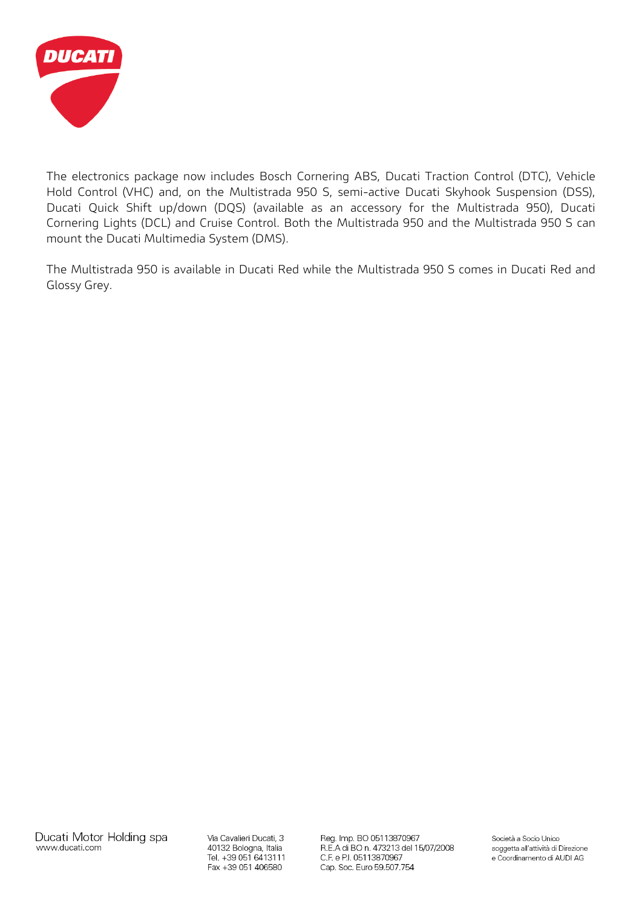The electronics package now includes Bosch Cornering ABS, Ducati Traction Control (DTC), Vehicle Hold Control (VHC) and, on the Multistrada 950 S, semi-active Ducati Skyhook Suspension (DSS), Ducati Quick Shift up/down (DQS) (available as an accessory for the Multistrada 950), Ducati Cornering Lights (DCL) and Cruise Control. Both the Multistrada 950 and the Multistrada 950 S can mount the Ducati Multimedia System (DMS).

The Multistrada 950 is available in Ducati Red while the Multistrada 950 S comes in Ducati Red and Glossy Grey.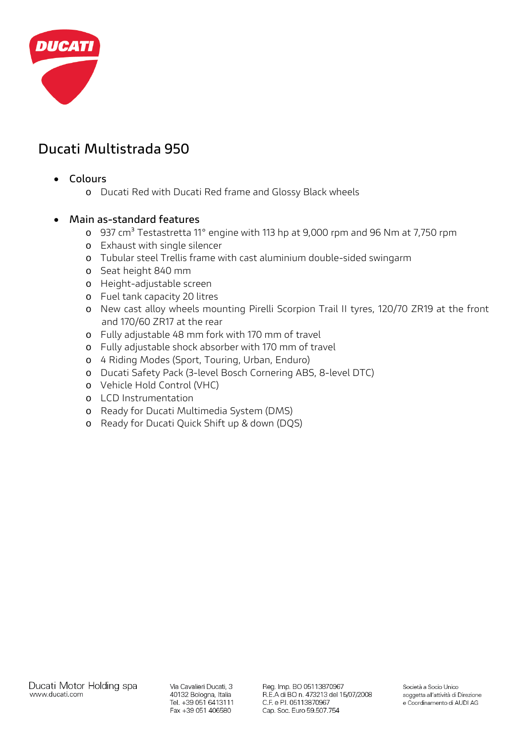# Ducati Multistrada 950

- Colours
  - Ducati Red with Ducati Red frame and Glossy Black wheels

- Main as-standard features
  - 937 cm$^3$ Testastretta 11° engine with 113 hp at 9,000 rpm and 96 Nm at 7,750 rpm
  - Exhaust with single silencer
  - Tubular steel Trellis frame with cast aluminium double-sided swingarm
  - Seat height 840 mm
  - Height-adjustable screen
  - Fuel tank capacity 20 litres
  - New cast alloy wheels mounting Pirelli Scorpion Trail II tyres, 120/70 ZR19 at the front and 170/60 ZR17 at the rear
  - Fully adjustable 48 mm fork with 170 mm of travel
  - Fully adjustable shock absorber with 170 mm of travel
  - 4 Riding Modes (Sport, Touring, Urban, Enduro)
  - Ducati Safety Pack (3-level Bosch Cornering ABS, 8-level DTC)
  - Vehicle Hold Control (VHC)
  - LCD Instrumentation
  - Ready for Ducati Multimedia System (DMS)
  - Ready for Ducati Quick Shift up & down (DQS)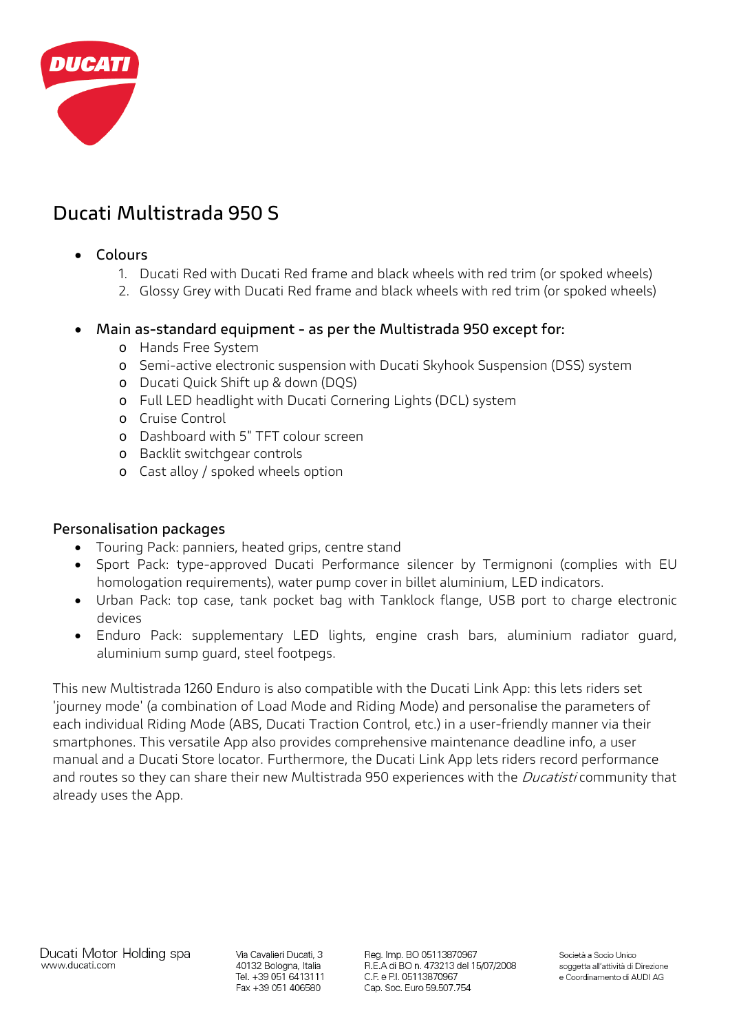# Ducati Multistrada 950 S

- Colours
  1. Ducati Red with Ducati Red frame and black wheels with red trim (or spoked wheels)
  2. Glossy Grey with Ducati Red frame and black wheels with red trim (or spoked wheels)

- Main as-standard equipment - as per the Multistrada 950 except for:
  - Hands Free System
  - Semi-active electronic suspension with Ducati Skyhook Suspension (DSS) system
  - Ducati Quick Shift up & down (DQS)
  - Full LED headlight with Ducati Cornering Lights (DCL) system
  - Cruise Control
  - Dashboard with 5" TFT colour screen
  - Backlit switchgear controls
  - Cast alloy / spoked wheels option

### Personalisation packages

- Touring Pack: panniers, heated grips, centre stand
- Sport Pack: type-approved Ducati Performance silencer by Termignoni (complies with EU homologation requirements), water pump cover in billet aluminium, LED indicators.
- Urban Pack: top case, tank pocket bag with Tanklock flange, USB port to charge electronic devices
- Enduro Pack: supplementary LED lights, engine crash bars, aluminium radiator guard, aluminium sump guard, steel footpegs.

This new Multistrada 1260 Enduro is also compatible with the Ducati Link App: this lets riders set 'journey mode' (a combination of Load Mode and Riding Mode) and personalise the parameters of each individual Riding Mode (ABS, Ducati Traction Control, etc.) in a user-friendly manner via their smartphones. This versatile App also provides comprehensive maintenance deadline info, a user manual and a Ducati Store locator. Furthermore, the Ducati Link App lets riders record performance and routes so they can share their new Multistrada 950 experiences with the *Ducatisti* community that already uses the App.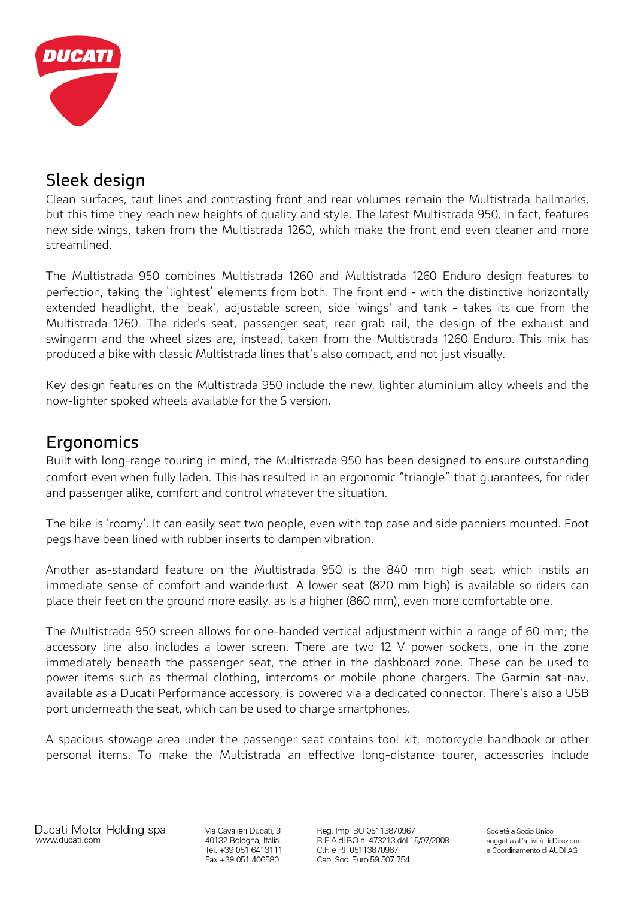## Sleek design

Clean surfaces, taut lines and contrasting front and rear volumes remain the Multistrada hallmarks, but this time they reach new heights of quality and style. The latest Multistrada 950, in fact, features new side wings, taken from the Multistrada 1260, which make the front end even cleaner and more streamlined.

The Multistrada 950 combines Multistrada 1260 and Multistrada 1260 Enduro design features to perfection, taking the 'lightest' elements from both. The front end - with the distinctive horizontally extended headlight, the 'beak', adjustable screen, side 'wings' and tank - takes its cue from the Multistrada 1260. The rider's seat, passenger seat, rear grab rail, the design of the exhaust and swingarm and the wheel sizes are, instead, taken from the Multistrada 1260 Enduro. This mix has produced a bike with classic Multistrada lines that's also compact, and not just visually.

Key design features on the Multistrada 950 include the new, lighter aluminium alloy wheels and the now-lighter spoked wheels available for the S version.

## Ergonomics

Built with long-range touring in mind, the Multistrada 950 has been designed to ensure outstanding comfort even when fully laden. This has resulted in an ergonomic "triangle" that guarantees, for rider and passenger alike, comfort and control whatever the situation.

The bike is 'roomy'. It can easily seat two people, even with top case and side panniers mounted. Foot pegs have been lined with rubber inserts to dampen vibration.

Another as-standard feature on the Multistrada 950 is the 840 mm high seat, which instils an immediate sense of comfort and wanderlust. A lower seat (820 mm high) is available so riders can place their feet on the ground more easily, as is a higher (860 mm), even more comfortable one.

The Multistrada 950 screen allows for one-handed vertical adjustment within a range of 60 mm; the accessory line also includes a lower screen. There are two 12 V power sockets, one in the zone immediately beneath the passenger seat, the other in the dashboard zone. These can be used to power items such as thermal clothing, intercoms or mobile phone chargers. The Garmin sat-nav, available as a Ducati Performance accessory, is powered via a dedicated connector. There's also a USB port underneath the seat, which can be used to charge smartphones.

A spacious stowage area under the passenger seat contains tool kit, motorcycle handbook or other personal items. To make the Multistrada an effective long-distance tourer, accessories include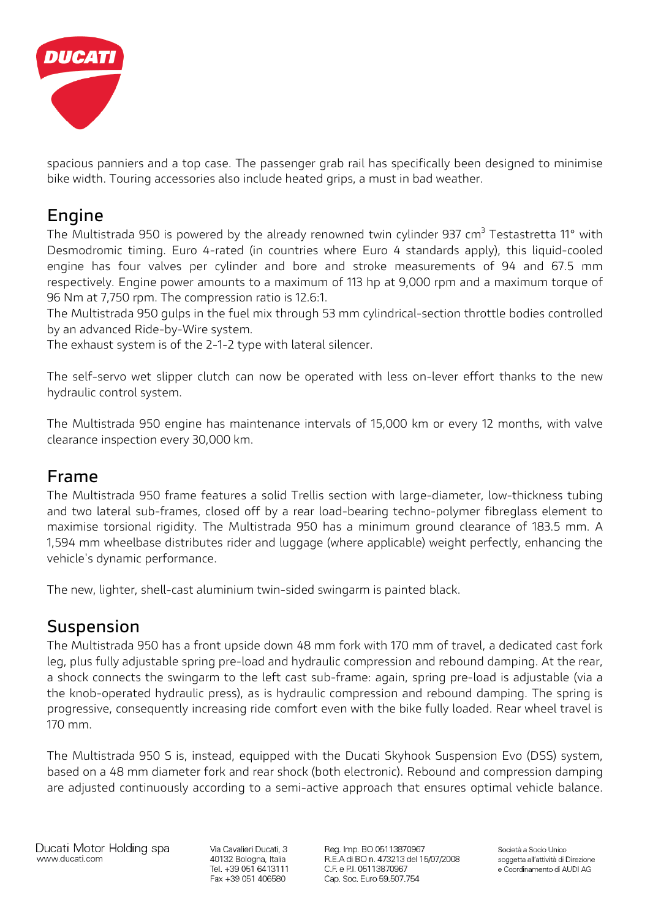spacious panniers and a top case. The passenger grab rail has specifically been designed to minimise bike width. Touring accessories also include heated grips, a must in bad weather.

## Engine

The Multistrada 950 is powered by the already renowned twin cylinder 937 $cm^3$ Testastretta 11° with Desmodromic timing. Euro 4-rated (in countries where Euro 4 standards apply), this liquid-cooled engine has four valves per cylinder and bore and stroke measurements of 94 and 67.5 mm respectively. Engine power amounts to a maximum of 113 hp at 9,000 rpm and a maximum torque of 96 Nm at 7,750 rpm. The compression ratio is 12.6:1.
The Multistrada 950 gulps in the fuel mix through 53 mm cylindrical-section throttle bodies controlled by an advanced Ride-by-Wire system.
The exhaust system is of the 2-1-2 type with lateral silencer.

The self-servo wet slipper clutch can now be operated with less on-lever effort thanks to the new hydraulic control system.

The Multistrada 950 engine has maintenance intervals of 15,000 km or every 12 months, with valve clearance inspection every 30,000 km.

## Frame

The Multistrada 950 frame features a solid Trellis section with large-diameter, low-thickness tubing and two lateral sub-frames, closed off by a rear load-bearing techno-polymer fibreglass element to maximise torsional rigidity. The Multistrada 950 has a minimum ground clearance of 183.5 mm. A 1,594 mm wheelbase distributes rider and luggage (where applicable) weight perfectly, enhancing the vehicle's dynamic performance.

The new, lighter, shell-cast aluminium twin-sided swingarm is painted black.

## Suspension

The Multistrada 950 has a front upside down 48 mm fork with 170 mm of travel, a dedicated cast fork leg, plus fully adjustable spring pre-load and hydraulic compression and rebound damping. At the rear, a shock connects the swingarm to the left cast sub-frame: again, spring pre-load is adjustable (via a the knob-operated hydraulic press), as is hydraulic compression and rebound damping. The spring is progressive, consequently increasing ride comfort even with the bike fully loaded. Rear wheel travel is 170 mm.

The Multistrada 950 S is, instead, equipped with the Ducati Skyhook Suspension Evo (DSS) system, based on a 48 mm diameter fork and rear shock (both electronic). Rebound and compression damping are adjusted continuously according to a semi-active approach that ensures optimal vehicle balance.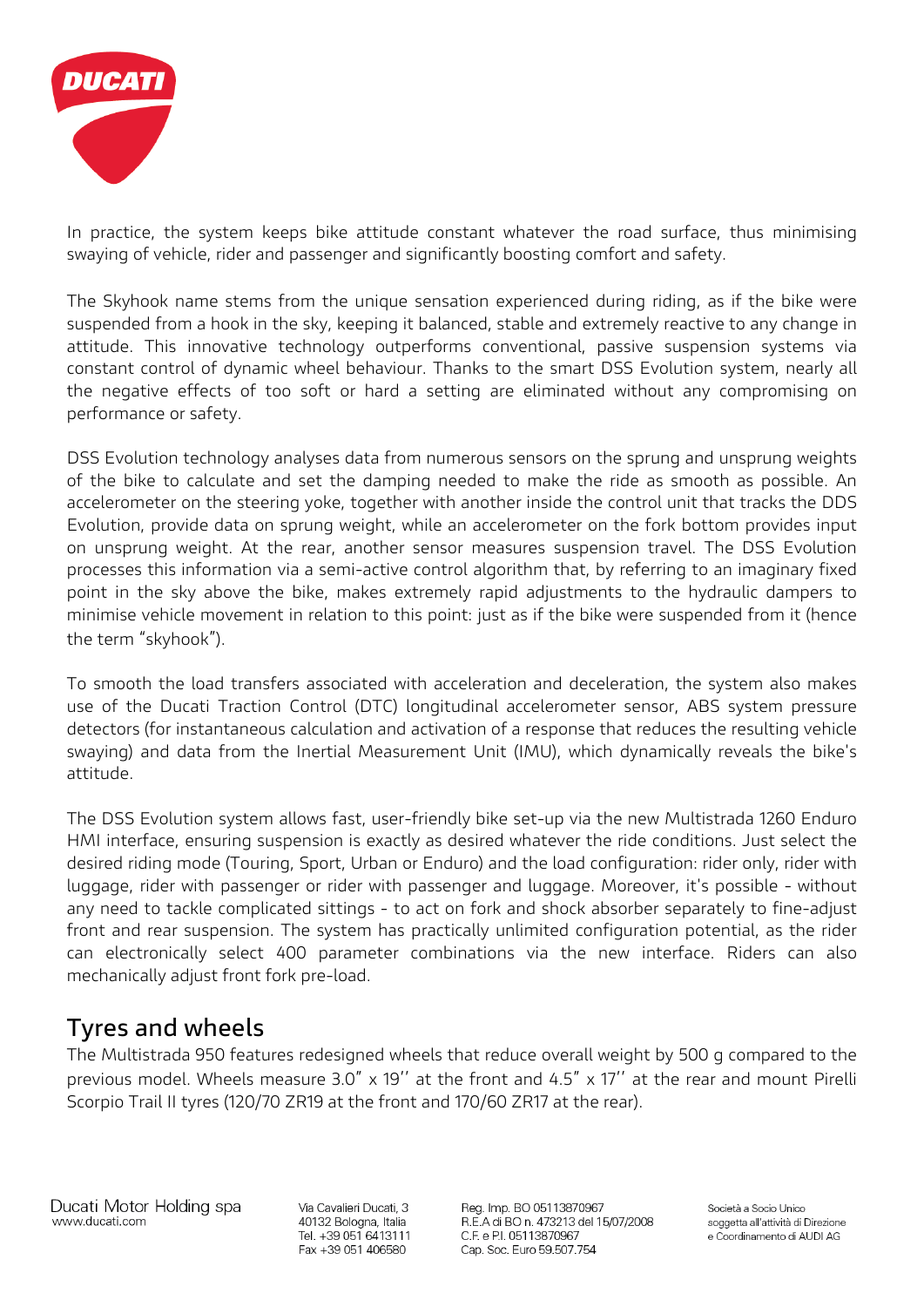In practice, the system keeps bike attitude constant whatever the road surface, thus minimising swaying of vehicle, rider and passenger and significantly boosting comfort and safety.

The Skyhook name stems from the unique sensation experienced during riding, as if the bike were suspended from a hook in the sky, keeping it balanced, stable and extremely reactive to any change in attitude. This innovative technology outperforms conventional, passive suspension systems via constant control of dynamic wheel behaviour. Thanks to the smart DSS Evolution system, nearly all the negative effects of too soft or hard a setting are eliminated without any compromising on performance or safety.

DSS Evolution technology analyses data from numerous sensors on the sprung and unsprung weights of the bike to calculate and set the damping needed to make the ride as smooth as possible. An accelerometer on the steering yoke, together with another inside the control unit that tracks the DDS Evolution, provide data on sprung weight, while an accelerometer on the fork bottom provides input on unsprung weight. At the rear, another sensor measures suspension travel. The DSS Evolution processes this information via a semi-active control algorithm that, by referring to an imaginary fixed point in the sky above the bike, makes extremely rapid adjustments to the hydraulic dampers to minimise vehicle movement in relation to this point: just as if the bike were suspended from it (hence the term "skyhook").

To smooth the load transfers associated with acceleration and deceleration, the system also makes use of the Ducati Traction Control (DTC) longitudinal accelerometer sensor, ABS system pressure detectors (for instantaneous calculation and activation of a response that reduces the resulting vehicle swaying) and data from the Inertial Measurement Unit (IMU), which dynamically reveals the bike's attitude.

The DSS Evolution system allows fast, user-friendly bike set-up via the new Multistrada 1260 Enduro HMI interface, ensuring suspension is exactly as desired whatever the ride conditions. Just select the desired riding mode (Touring, Sport, Urban or Enduro) and the load configuration: rider only, rider with luggage, rider with passenger or rider with passenger and luggage. Moreover, it's possible - without any need to tackle complicated sittings - to act on fork and shock absorber separately to fine-adjust front and rear suspension. The system has practically unlimited configuration potential, as the rider can electronically select 400 parameter combinations via the new interface. Riders can also mechanically adjust front fork pre-load.

## Tyres and wheels

The Multistrada 950 features redesigned wheels that reduce overall weight by 500 g compared to the previous model. Wheels measure 3.0" x 19'' at the front and 4.5" x 17'' at the rear and mount Pirelli Scorpio Trail II tyres (120/70 ZR19 at the front and 170/60 ZR17 at the rear).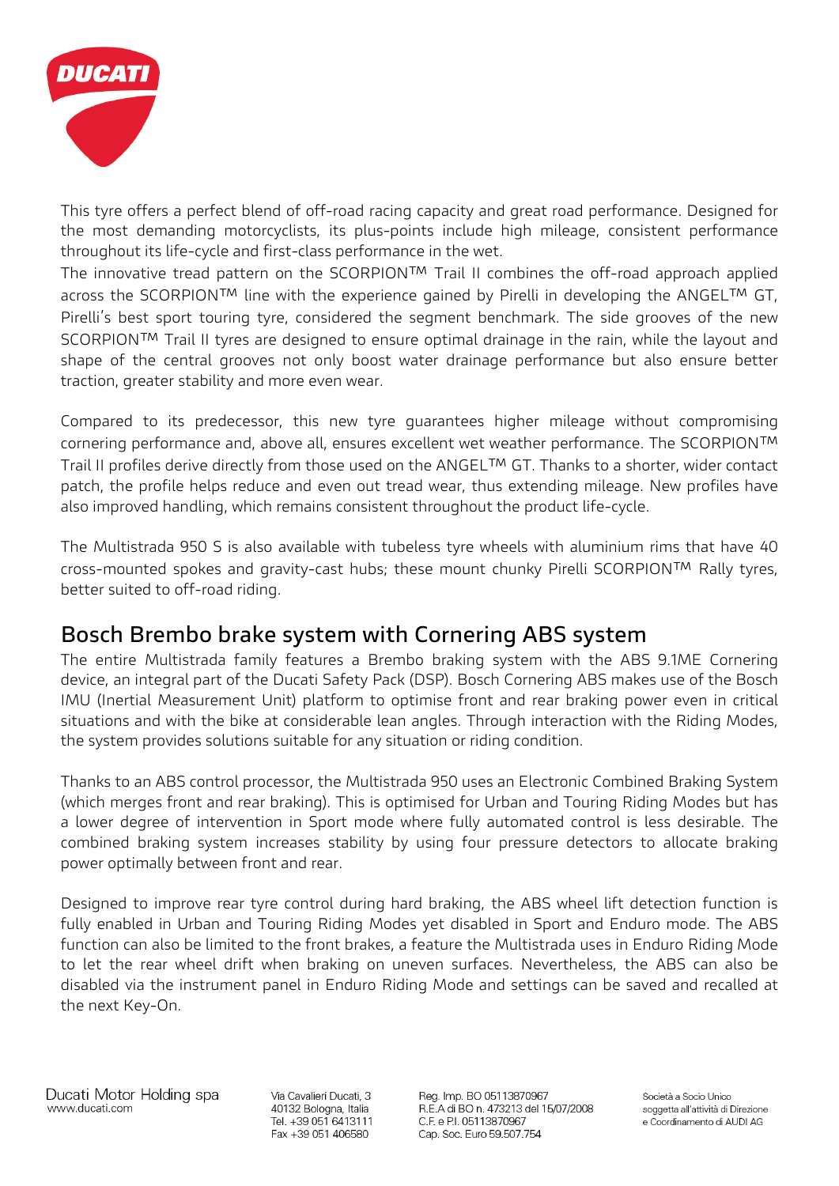This tyre offers a perfect blend of off-road racing capacity and great road performance. Designed for the most demanding motorcyclists, its plus-points include high mileage, consistent performance throughout its life-cycle and first-class performance in the wet.
The innovative tread pattern on the SCORPION™ Trail II combines the off-road approach applied across the SCORPION™ line with the experience gained by Pirelli in developing the ANGEL™ GT, Pirelli's best sport touring tyre, considered the segment benchmark. The side grooves of the new SCORPION™ Trail II tyres are designed to ensure optimal drainage in the rain, while the layout and shape of the central grooves not only boost water drainage performance but also ensure better traction, greater stability and more even wear.

Compared to its predecessor, this new tyre guarantees higher mileage without compromising cornering performance and, above all, ensures excellent wet weather performance. The SCORPION™ Trail II profiles derive directly from those used on the ANGEL™ GT. Thanks to a shorter, wider contact patch, the profile helps reduce and even out tread wear, thus extending mileage. New profiles have also improved handling, which remains consistent throughout the product life-cycle.

The Multistrada 950 S is also available with tubeless tyre wheels with aluminium rims that have 40 cross-mounted spokes and gravity-cast hubs; these mount chunky Pirelli SCORPION™ Rally tyres, better suited to off-road riding.

## Bosch Brembo brake system with Cornering ABS system

The entire Multistrada family features a Brembo braking system with the ABS 9.1ME Cornering device, an integral part of the Ducati Safety Pack (DSP). Bosch Cornering ABS makes use of the Bosch IMU (Inertial Measurement Unit) platform to optimise front and rear braking power even in critical situations and with the bike at considerable lean angles. Through interaction with the Riding Modes, the system provides solutions suitable for any situation or riding condition.

Thanks to an ABS control processor, the Multistrada 950 uses an Electronic Combined Braking System (which merges front and rear braking). This is optimised for Urban and Touring Riding Modes but has a lower degree of intervention in Sport mode where fully automated control is less desirable. The combined braking system increases stability by using four pressure detectors to allocate braking power optimally between front and rear.

Designed to improve rear tyre control during hard braking, the ABS wheel lift detection function is fully enabled in Urban and Touring Riding Modes yet disabled in Sport and Enduro mode. The ABS function can also be limited to the front brakes, a feature the Multistrada uses in Enduro Riding Mode to let the rear wheel drift when braking on uneven surfaces. Nevertheless, the ABS can also be disabled via the instrument panel in Enduro Riding Mode and settings can be saved and recalled at the next Key-On.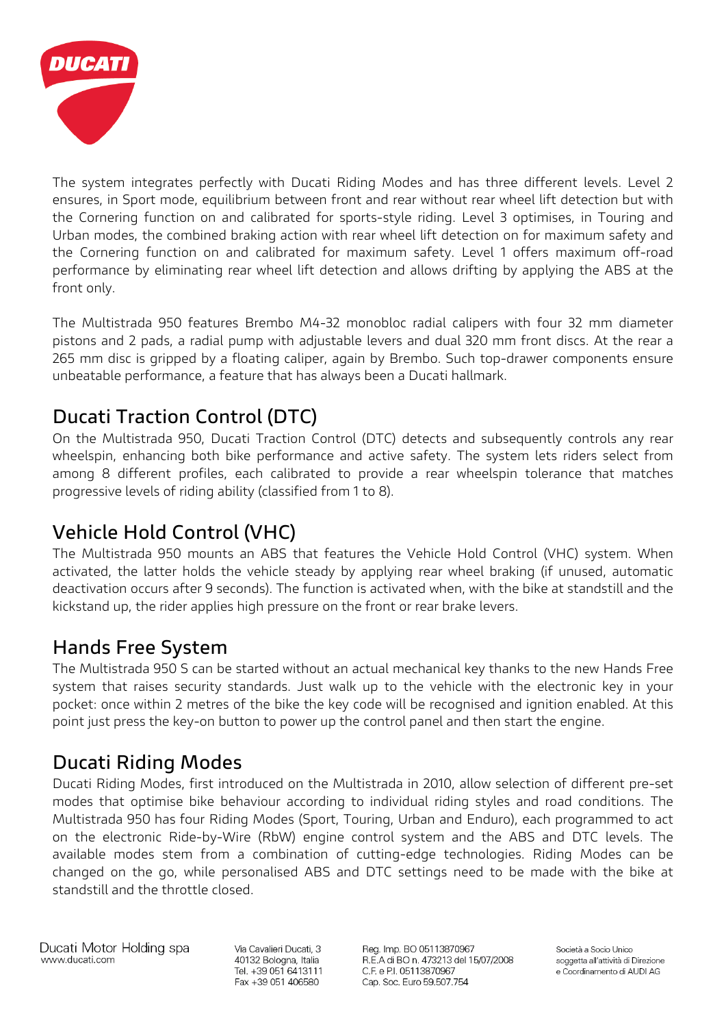The system integrates perfectly with Ducati Riding Modes and has three different levels. Level 2 ensures, in Sport mode, equilibrium between front and rear without rear wheel lift detection but with the Cornering function on and calibrated for sports-style riding. Level 3 optimises, in Touring and Urban modes, the combined braking action with rear wheel lift detection on for maximum safety and the Cornering function on and calibrated for maximum safety. Level 1 offers maximum off-road performance by eliminating rear wheel lift detection and allows drifting by applying the ABS at the front only.

The Multistrada 950 features Brembo M4-32 monobloc radial calipers with four 32 mm diameter pistons and 2 pads, a radial pump with adjustable levers and dual 320 mm front discs. At the rear a 265 mm disc is gripped by a floating caliper, again by Brembo. Such top-drawer components ensure unbeatable performance, a feature that has always been a Ducati hallmark.

## Ducati Traction Control (DTC)

On the Multistrada 950, Ducati Traction Control (DTC) detects and subsequently controls any rear wheelspin, enhancing both bike performance and active safety. The system lets riders select from among 8 different profiles, each calibrated to provide a rear wheelspin tolerance that matches progressive levels of riding ability (classified from 1 to 8).

## Vehicle Hold Control (VHC)

The Multistrada 950 mounts an ABS that features the Vehicle Hold Control (VHC) system. When activated, the latter holds the vehicle steady by applying rear wheel braking (if unused, automatic deactivation occurs after 9 seconds). The function is activated when, with the bike at standstill and the kickstand up, the rider applies high pressure on the front or rear brake levers.

## Hands Free System

The Multistrada 950 S can be started without an actual mechanical key thanks to the new Hands Free system that raises security standards. Just walk up to the vehicle with the electronic key in your pocket: once within 2 metres of the bike the key code will be recognised and ignition enabled. At this point just press the key-on button to power up the control panel and then start the engine.

## Ducati Riding Modes

Ducati Riding Modes, first introduced on the Multistrada in 2010, allow selection of different pre-set modes that optimise bike behaviour according to individual riding styles and road conditions. The Multistrada 950 has four Riding Modes (Sport, Touring, Urban and Enduro), each programmed to act on the electronic Ride-by-Wire (RbW) engine control system and the ABS and DTC levels. The available modes stem from a combination of cutting-edge technologies. Riding Modes can be changed on the go, while personalised ABS and DTC settings need to be made with the bike at standstill and the throttle closed.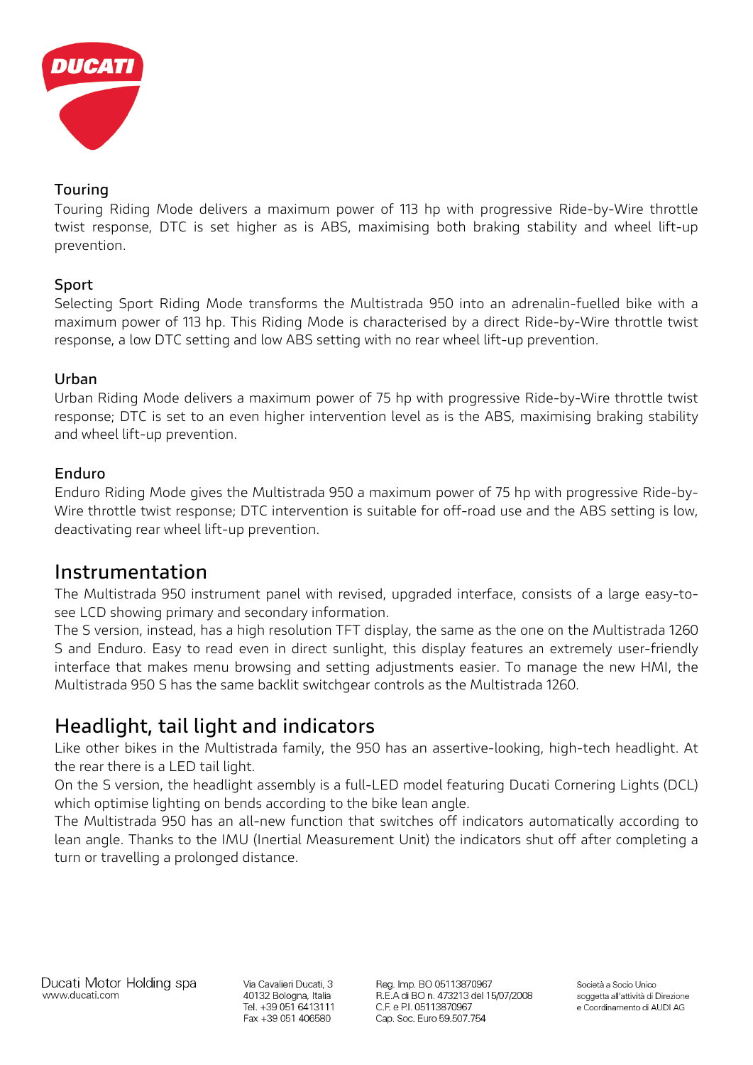### Touring

Touring Riding Mode delivers a maximum power of 113 hp with progressive Ride-by-Wire throttle twist response, DTC is set higher as is ABS, maximising both braking stability and wheel lift-up prevention.

### Sport

Selecting Sport Riding Mode transforms the Multistrada 950 into an adrenalin-fuelled bike with a maximum power of 113 hp. This Riding Mode is characterised by a direct Ride-by-Wire throttle twist response, a low DTC setting and low ABS setting with no rear wheel lift-up prevention.

### Urban

Urban Riding Mode delivers a maximum power of 75 hp with progressive Ride-by-Wire throttle twist response; DTC is set to an even higher intervention level as is the ABS, maximising braking stability and wheel lift-up prevention.

### Enduro

Enduro Riding Mode gives the Multistrada 950 a maximum power of 75 hp with progressive Ride-by-Wire throttle twist response; DTC intervention is suitable for off-road use and the ABS setting is low, deactivating rear wheel lift-up prevention.

## Instrumentation

The Multistrada 950 instrument panel with revised, upgraded interface, consists of a large easy-to-see LCD showing primary and secondary information.
The S version, instead, has a high resolution TFT display, the same as the one on the Multistrada 1260 S and Enduro. Easy to read even in direct sunlight, this display features an extremely user-friendly interface that makes menu browsing and setting adjustments easier. To manage the new HMI, the Multistrada 950 S has the same backlit switchgear controls as the Multistrada 1260.

## Headlight, tail light and indicators

Like other bikes in the Multistrada family, the 950 has an assertive-looking, high-tech headlight. At the rear there is a LED tail light.
On the S version, the headlight assembly is a full-LED model featuring Ducati Cornering Lights (DCL) which optimise lighting on bends according to the bike lean angle.
The Multistrada 950 has an all-new function that switches off indicators automatically according to lean angle. Thanks to the IMU (Inertial Measurement Unit) the indicators shut off after completing a turn or travelling a prolonged distance.